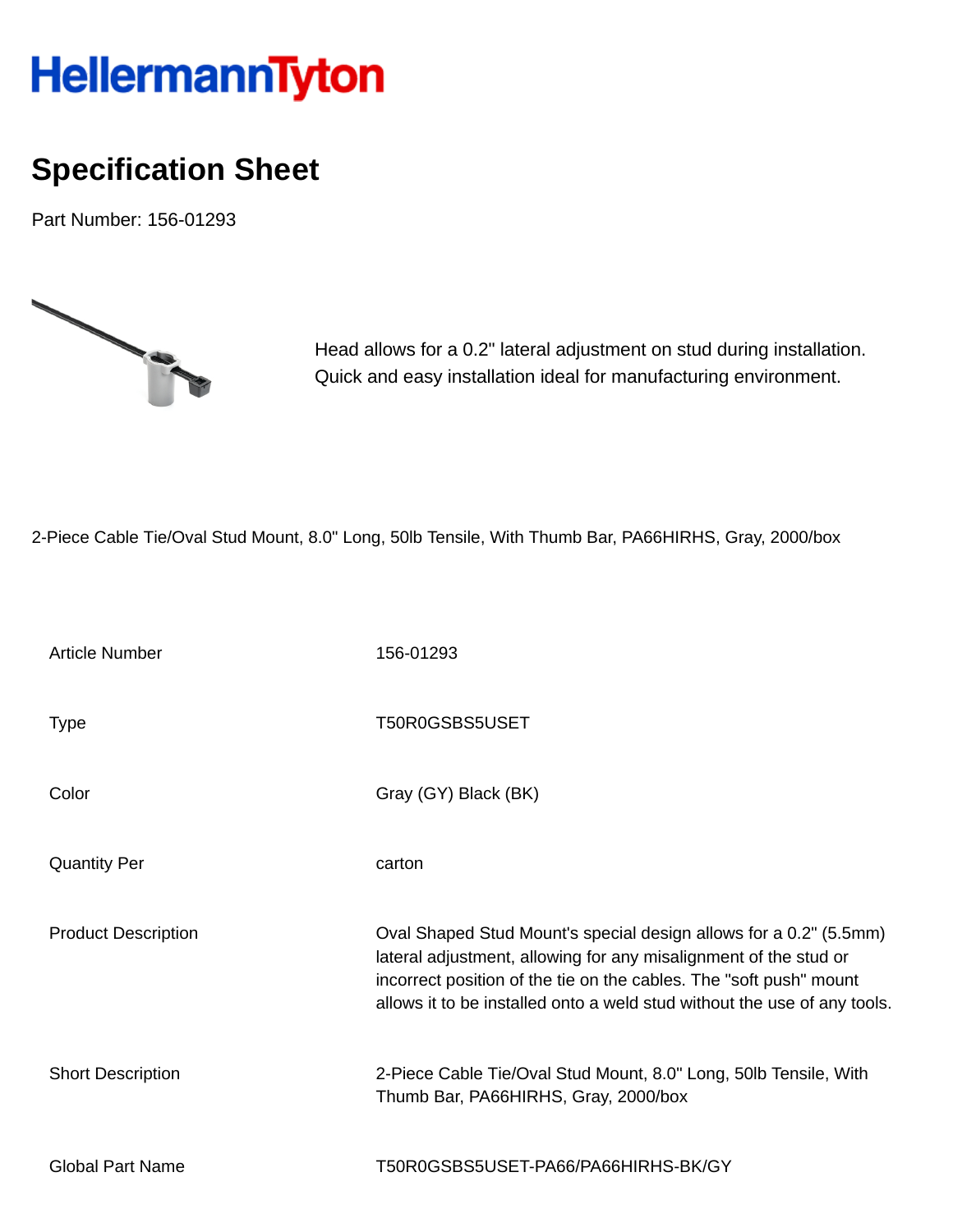# HellermannTyton

## Specification Sheet

Part Number: 156-01293

Head allows for a 0.2" lateral adjustment on stud during installation. Quick and easy installation ideal for manufacturing environment.

2-Piece Cable Tie/Oval Stud Mount, 8.0" Long, 50lb Tensile, With Thumb Bar, PA66HIRHS, Gray, 2000/box

| | |
|---|---|
| Article Number | 156-01293 |
| Type | T50R0GSBS5USET |
| Color | Gray (GY) Black (BK) |
| Quantity Per | carton |
| Product Description | Oval Shaped Stud Mount's special design allows for a 0.2" (5.5mm) lateral adjustment, allowing for any misalignment of the stud or incorrect position of the tie on the cables. The "soft push" mount allows it to be installed onto a weld stud without the use of any tools. |
| Short Description | 2-Piece Cable Tie/Oval Stud Mount, 8.0" Long, 50lb Tensile, With Thumb Bar, PA66HIRHS, Gray, 2000/box |
| Global Part Name | T50R0GSBS5USET-PA66/PA66HIRHS-BK/GY |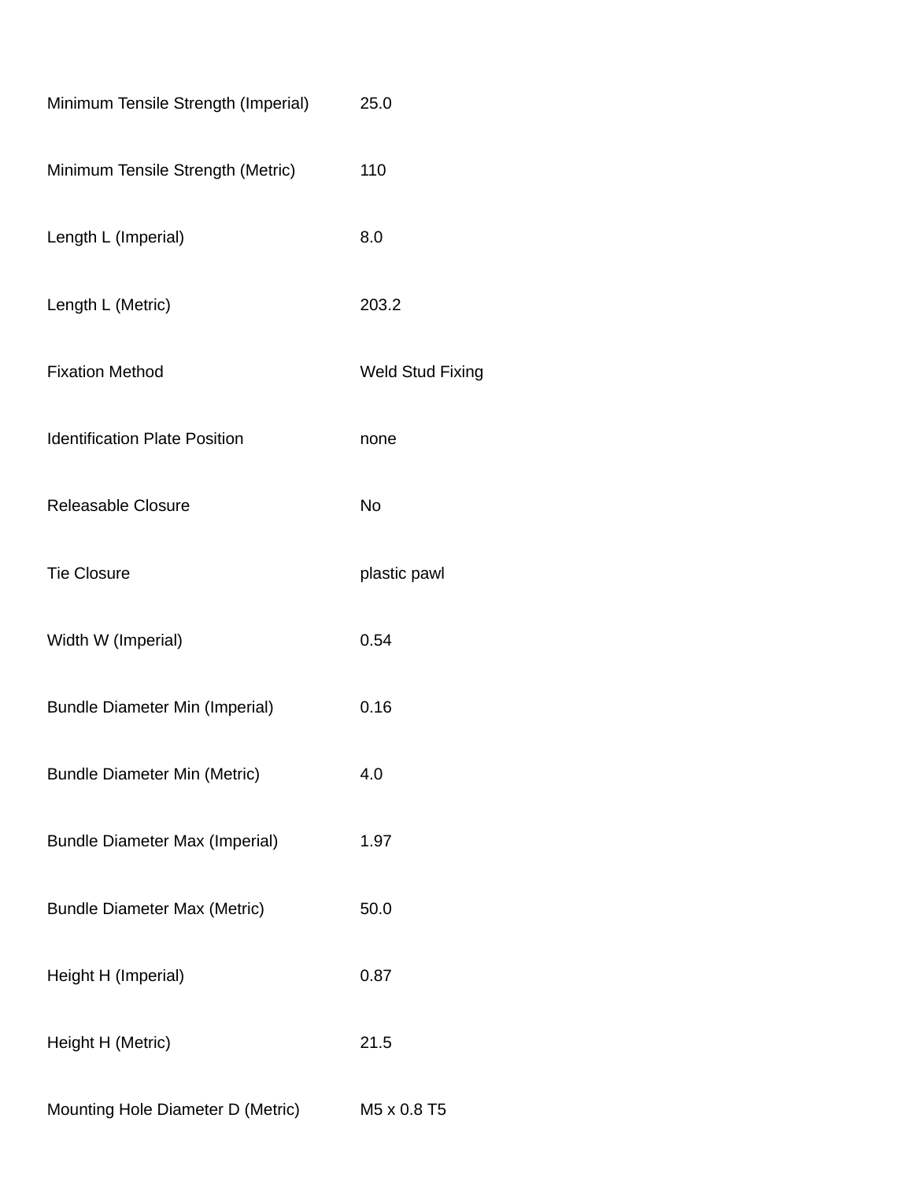| | |
|---|---|
| Minimum Tensile Strength (Imperial) | 25.0 |
| Minimum Tensile Strength (Metric) | 110 |
| Length L (Imperial) | 8.0 |
| Length L (Metric) | 203.2 |
| Fixation Method | Weld Stud Fixing |
| Identification Plate Position | none |
| Releasable Closure | No |
| Tie Closure | plastic pawl |
| Width W (Imperial) | 0.54 |
| Bundle Diameter Min (Imperial) | 0.16 |
| Bundle Diameter Min (Metric) | 4.0 |
| Bundle Diameter Max (Imperial) | 1.97 |
| Bundle Diameter Max (Metric) | 50.0 |
| Height H (Imperial) | 0.87 |
| Height H (Metric) | 21.5 |
| Mounting Hole Diameter D (Metric) | M5 x 0.8 T5 |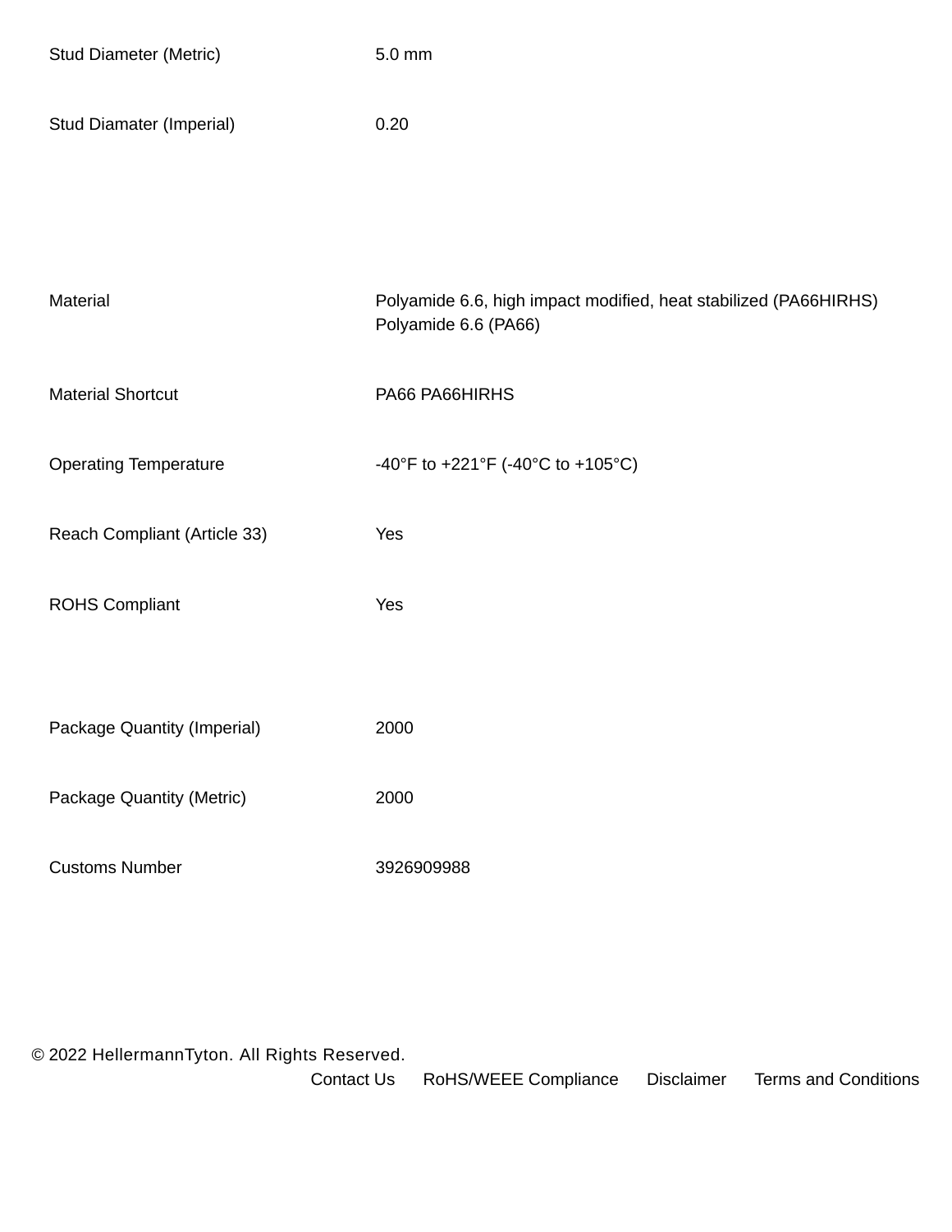| | |
|---|---|
| Stud Diameter (Metric) | 5.0 mm |
| Stud Diamater (Imperial) | 0.20 |

| | |
|---|---|
| Material | Polyamide 6.6, high impact modified, heat stabilized (PA66HIRHS)<br>Polyamide 6.6 (PA66) |
| Material Shortcut | PA66 PA66HIRHS |
| Operating Temperature | -40°F to +221°F (-40°C to +105°C) |
| Reach Compliant (Article 33) | Yes |
| ROHS Compliant | Yes |

| | |
|---|---|
| Package Quantity (Imperial) | 2000 |
| Package Quantity (Metric) | 2000 |
| Customs Number | 3926909988 |

© 2022 HellermannTyton. All Rights Reserved.

Contact Us RoHS/WEEE Compliance Disclaimer Terms and Conditions